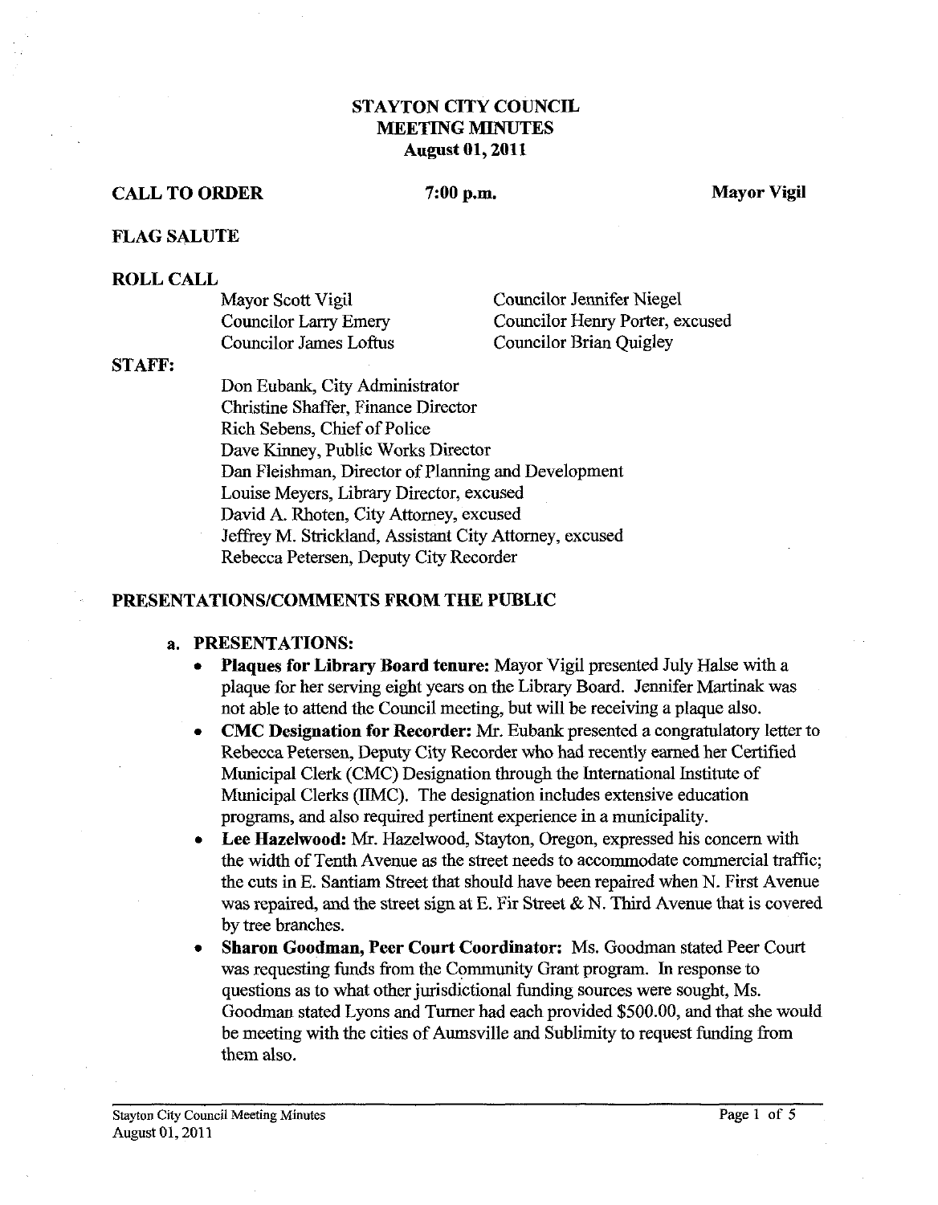# STAYTON CITY COUNCIL
## MEETING MINUTES
### August 01, 2011

**CALL TO ORDER** **7:00 p.m.** **Mayor Vigil**

**FLAG SALUTE**

**ROLL CALL**

Mayor Scott Vigil
Councilor Larry Emery
Councilor James Loftus
Councilor Jennifer Niegel
Councilor Henry Porter, excused
Councilor Brian Quigley

**STAFF:**

Don Eubank, City Administrator
Christine Shaffer, Finance Director
Rich Sebens, Chief of Police
Dave Kinney, Public Works Director
Dan Fleishman, Director of Planning and Development
Louise Meyers, Library Director, excused
David A. Rhoten, City Attorney, excused
Jeffrey M. Strickland, Assistant City Attorney, excused
Rebecca Petersen, Deputy City Recorder

**PRESENTATIONS/COMMENTS FROM THE PUBLIC**

a. **PRESENTATIONS:**

- **Plaques for Library Board tenure:** Mayor Vigil presented July Halse with a plaque for her serving eight years on the Library Board. Jennifer Martinak was not able to attend the Council meeting, but will be receiving a plaque also.
- **CMC Designation for Recorder:** Mr. Eubank presented a congratulatory letter to Rebecca Petersen, Deputy City Recorder who had recently earned her Certified Municipal Clerk (CMC) Designation through the International Institute of Municipal Clerks (IIMC). The designation includes extensive education programs, and also required pertinent experience in a municipality.
- **Lee Hazelwood:** Mr. Hazelwood, Stayton, Oregon, expressed his concern with the width of Tenth Avenue as the street needs to accommodate commercial traffic; the cuts in E. Santiam Street that should have been repaired when N. First Avenue was repaired, and the street sign at E. Fir Street & N. Third Avenue that is covered by tree branches.
- **Sharon Goodman, Peer Court Coordinator:** Ms. Goodman stated Peer Court was requesting funds from the Community Grant program. In response to questions as to what other jurisdictional funding sources were sought, Ms. Goodman stated Lyons and Turner had each provided $500.00, and that she would be meeting with the cities of Aumsville and Sublimity to request funding from them also.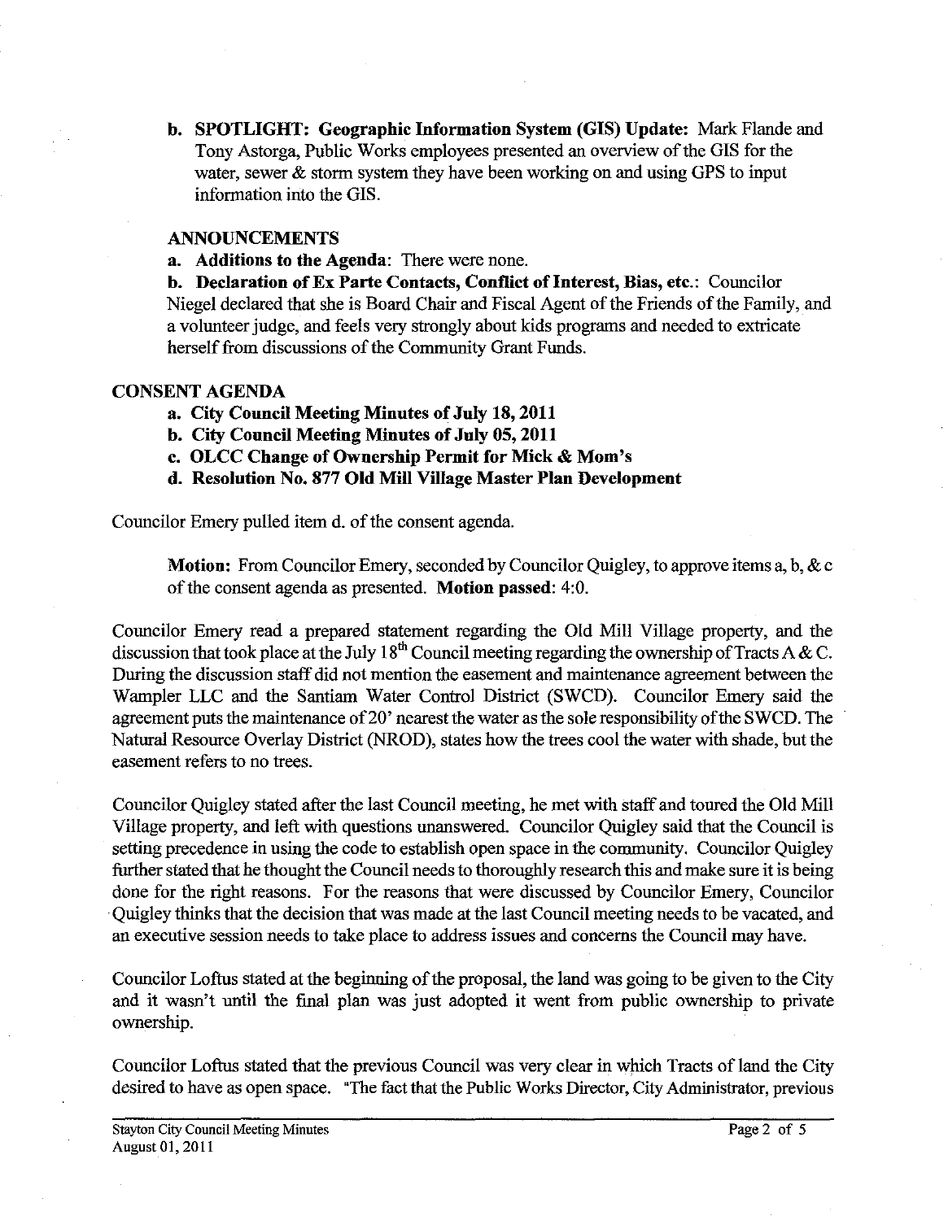**b. SPOTLIGHT: Geographic Information System (GIS) Update:** Mark Flande and Tony Astorga, Public Works employees presented an overview of the GIS for the water, sewer & storm system they have been working on and using GPS to input information into the GIS.

## ANNOUNCEMENTS

**a. Additions to the Agenda**: There were none.

**b. Declaration of Ex Parte Contacts, Conflict of Interest, Bias, etc.**: Councilor Niegel declared that she is Board Chair and Fiscal Agent of the Friends of the Family, and a volunteer judge, and feels very strongly about kids programs and needed to extricate herself from discussions of the Community Grant Funds.

## CONSENT AGENDA

**a. City Council Meeting Minutes of July 18, 2011**
**b. City Council Meeting Minutes of July 05, 2011**
**c. OLCC Change of Ownership Permit for Mick & Mom's**
**d. Resolution No. 877 Old Mill Village Master Plan Development**

Councilor Emery pulled item d. of the consent agenda.

**Motion:** From Councilor Emery, seconded by Councilor Quigley, to approve items a, b, & c of the consent agenda as presented. **Motion passed**: 4:0.

Councilor Emery read a prepared statement regarding the Old Mill Village property, and the discussion that took place at the July 18th Council meeting regarding the ownership of Tracts A & C. During the discussion staff did not mention the easement and maintenance agreement between the Wampler LLC and the Santiam Water Control District (SWCD). Councilor Emery said the agreement puts the maintenance of 20' nearest the water as the sole responsibility of the SWCD. The Natural Resource Overlay District (NROD), states how the trees cool the water with shade, but the easement refers to no trees.

Councilor Quigley stated after the last Council meeting, he met with staff and toured the Old Mill Village property, and left with questions unanswered. Councilor Quigley said that the Council is setting precedence in using the code to establish open space in the community. Councilor Quigley further stated that he thought the Council needs to thoroughly research this and make sure it is being done for the right reasons. For the reasons that were discussed by Councilor Emery, Councilor Quigley thinks that the decision that was made at the last Council meeting needs to be vacated, and an executive session needs to take place to address issues and concerns the Council may have.

Councilor Loftus stated at the beginning of the proposal, the land was going to be given to the City and it wasn't until the final plan was just adopted it went from public ownership to private ownership.

Councilor Loftus stated that the previous Council was very clear in which Tracts of land the City desired to have as open space. "The fact that the Public Works Director, City Administrator, previous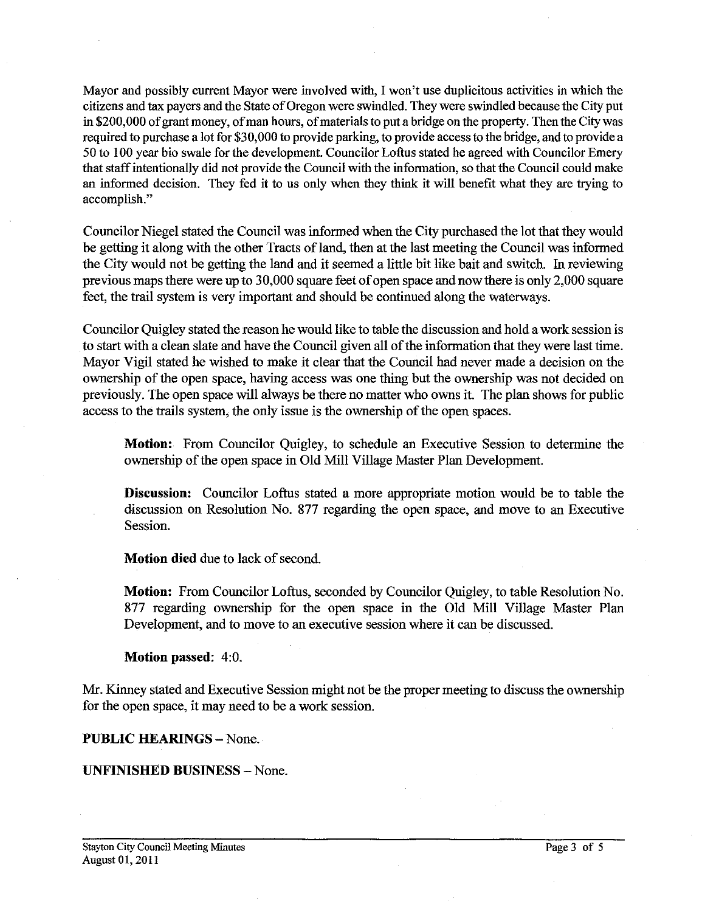Mayor and possibly current Mayor were involved with, I won't use duplicitous activities in which the citizens and tax payers and the State of Oregon were swindled. They were swindled because the City put in $200,000 of grant money, of man hours, of materials to put a bridge on the property. Then the City was required to purchase a lot for $30,000 to provide parking, to provide access to the bridge, and to provide a 50 to 100 year bio swale for the development. Councilor Loftus stated he agreed with Councilor Emery that staff intentionally did not provide the Council with the information, so that the Council could make an informed decision. They fed it to us only when they think it will benefit what they are trying to accomplish."

Councilor Niegel stated the Council was informed when the City purchased the lot that they would be getting it along with the other Tracts of land, then at the last meeting the Council was informed the City would not be getting the land and it seemed a little bit like bait and switch. In reviewing previous maps there were up to 30,000 square feet of open space and now there is only 2,000 square feet, the trail system is very important and should be continued along the waterways.

Councilor Quigley stated the reason he would like to table the discussion and hold a work session is to start with a clean slate and have the Council given all of the information that they were last time. Mayor Vigil stated he wished to make it clear that the Council had never made a decision on the ownership of the open space, having access was one thing but the ownership was not decided on previously. The open space will always be there no matter who owns it. The plan shows for public access to the trails system, the only issue is the ownership of the open spaces.

> **Motion:** From Councilor Quigley, to schedule an Executive Session to determine the ownership of the open space in Old Mill Village Master Plan Development.
>
> **Discussion:** Councilor Loftus stated a more appropriate motion would be to table the discussion on Resolution No. 877 regarding the open space, and move to an Executive Session.
>
> **Motion died** due to lack of second.
>
> **Motion:** From Councilor Loftus, seconded by Councilor Quigley, to table Resolution No. 877 regarding ownership for the open space in the Old Mill Village Master Plan Development, and to move to an executive session where it can be discussed.
>
> **Motion passed:** 4:0.

Mr. Kinney stated and Executive Session might not be the proper meeting to discuss the ownership for the open space, it may need to be a work session.

**PUBLIC HEARINGS** – None.

**UNFINISHED BUSINESS** – None.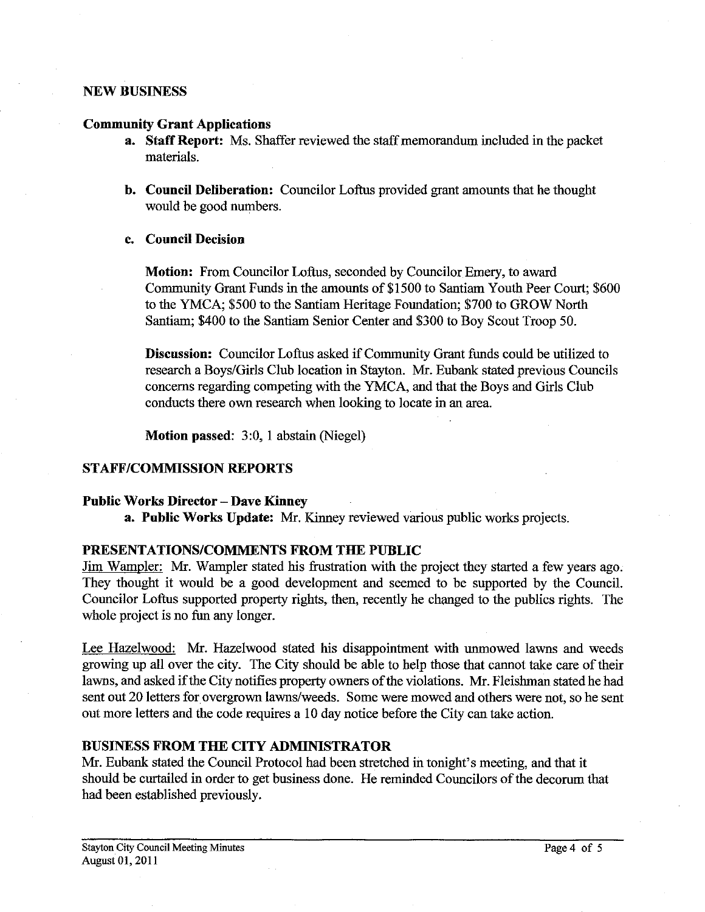## NEW BUSINESS

### Community Grant Applications

a. **Staff Report:** Ms. Shaffer reviewed the staff memorandum included in the packet materials.

b. **Council Deliberation:** Councilor Loftus provided grant amounts that he thought would be good numbers.

c. **Council Decision**

**Motion:** From Councilor Loftus, seconded by Councilor Emery, to award Community Grant Funds in the amounts of $1500 to Santiam Youth Peer Court; $600 to the YMCA; $500 to the Santiam Heritage Foundation; $700 to GROW North Santiam; $400 to the Santiam Senior Center and $300 to Boy Scout Troop 50.

**Discussion:** Councilor Loftus asked if Community Grant funds could be utilized to research a Boys/Girls Club location in Stayton. Mr. Eubank stated previous Councils concerns regarding competing with the YMCA, and that the Boys and Girls Club conducts there own research when looking to locate in an area.

**Motion passed**: 3:0, 1 abstain (Niegel)

## STAFF/COMMISSION REPORTS

### Public Works Director – Dave Kinney

a. **Public Works Update:** Mr. Kinney reviewed various public works projects.

## PRESENTATIONS/COMMENTS FROM THE PUBLIC

Jim Wampler: Mr. Wampler stated his frustration with the project they started a few years ago. They thought it would be a good development and seemed to be supported by the Council. Councilor Loftus supported property rights, then, recently he changed to the publics rights. The whole project is no fun any longer.

Lee Hazelwood: Mr. Hazelwood stated his disappointment with unmowed lawns and weeds growing up all over the city. The City should be able to help those that cannot take care of their lawns, and asked if the City notifies property owners of the violations. Mr. Fleishman stated he had sent out 20 letters for overgrown lawns/weeds. Some were mowed and others were not, so he sent out more letters and the code requires a 10 day notice before the City can take action.

## BUSINESS FROM THE CITY ADMINISTRATOR

Mr. Eubank stated the Council Protocol had been stretched in tonight's meeting, and that it should be curtailed in order to get business done. He reminded Councilors of the decorum that had been established previously.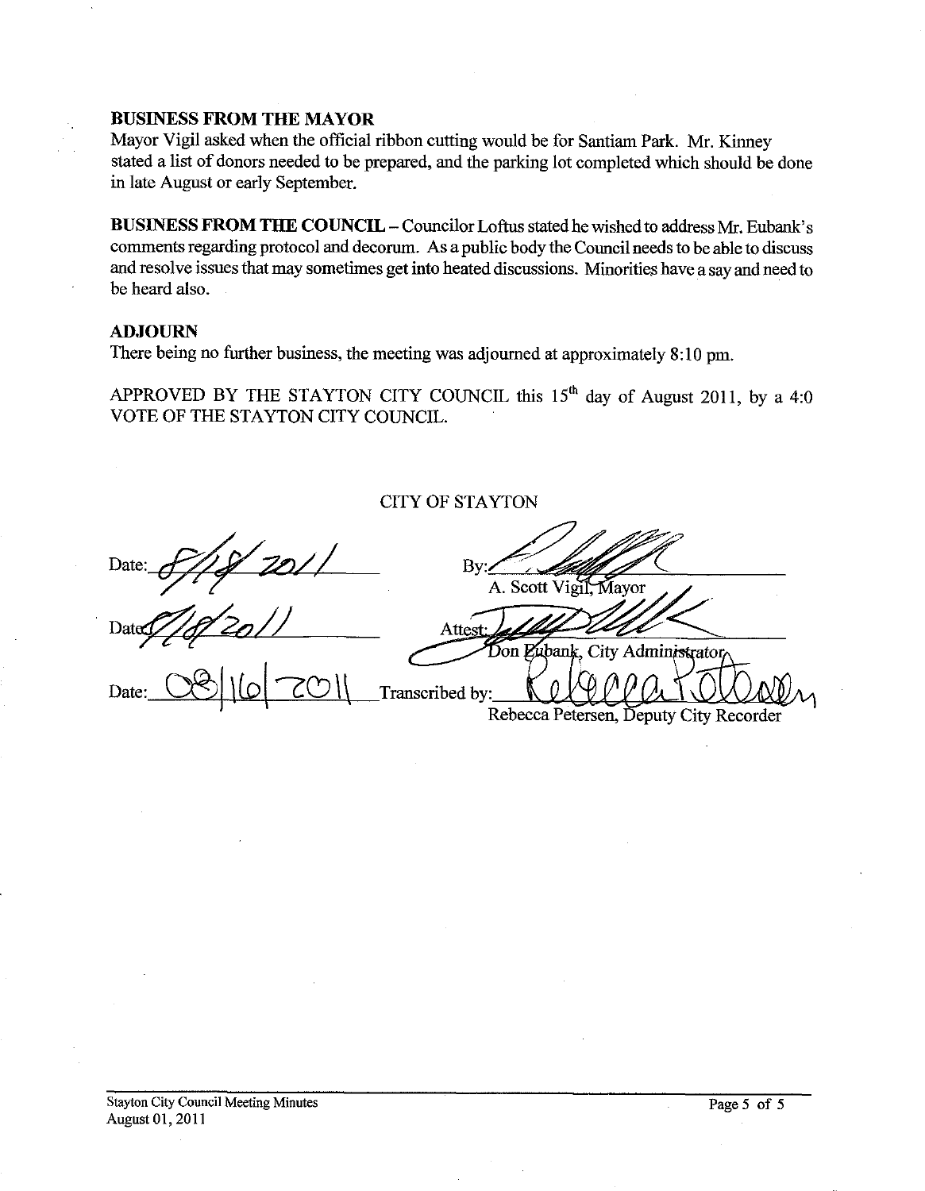**BUSINESS FROM THE MAYOR**
Mayor Vigil asked when the official ribbon cutting would be for Santiam Park. Mr. Kinney stated a list of donors needed to be prepared, and the parking lot completed which should be done in late August or early September.

**BUSINESS FROM THE COUNCIL** – Councilor Loftus stated he wished to address Mr. Eubank's comments regarding protocol and decorum. As a public body the Council needs to be able to discuss and resolve issues that may sometimes get into heated discussions. Minorities have a say and need to be heard also.

**ADJOURN**
There being no further business, the meeting was adjourned at approximately 8:10 pm.

APPROVED BY THE STAYTON CITY COUNCIL this 15th day of August 2011, by a 4:0 VOTE OF THE STAYTON CITY COUNCIL.

CITY OF STAYTON

Date: 8/18/2011 By: A. Scott Vigil, Mayor

Date: 8/18/2011 Attest: Don Eubank, City Administrator

Date: 08/16/2011 Transcribed by: Rebecca Petersen, Deputy City Recorder